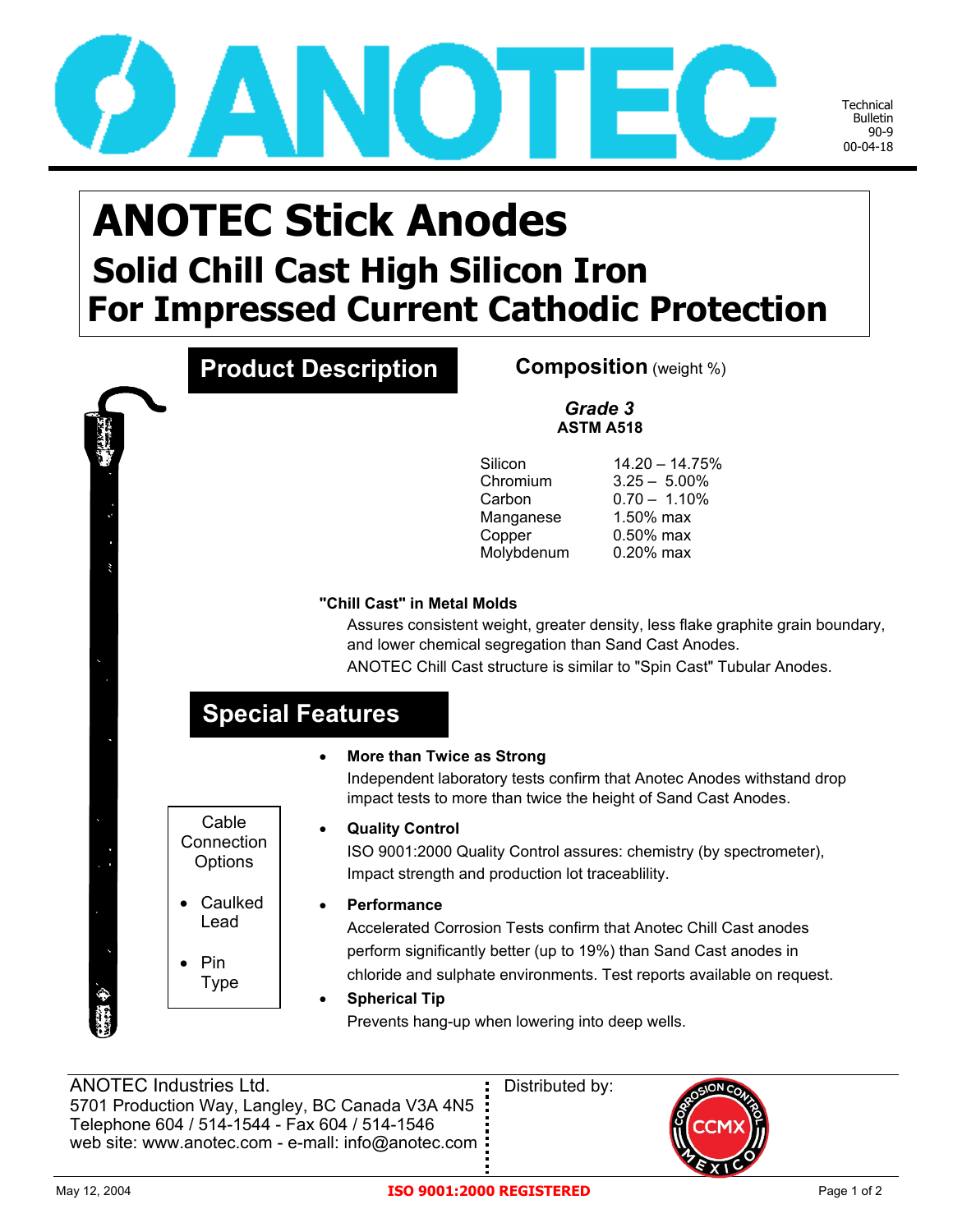ANOTEC

Technical Bulletin 90-9 00-04-18

# ANOTEC Stick Anodes

## Solid Chill Cast High Silicon Iron For Impressed Current Cathodic Protection

## Product Description

### Composition (weight %)

***Grade 3***
**ASTM A518**

| | |
|---|---|
| Silicon | 14.20 – 14.75% |
| Chromium | 3.25 – 5.00% |
| Carbon | 0.70 – 1.10% |
| Manganese | 1.50% max |
| Copper | 0.50% max |
| Molybdenum | 0.20% max |

**"Chill Cast" in Metal Molds**

Assures consistent weight, greater density, less flake graphite grain boundary, and lower chemical segregation than Sand Cast Anodes.

ANOTEC Chill Cast structure is similar to "Spin Cast" Tubular Anodes.

## Special Features

- **More than Twice as Strong**
  Independent laboratory tests confirm that Anotec Anodes withstand drop impact tests to more than twice the height of Sand Cast Anodes.
- **Quality Control**
  ISO 9001:2000 Quality Control assures: chemistry (by spectrometer), Impact strength and production lot traceablility.
- **Performance**
  Accelerated Corrosion Tests confirm that Anotec Chill Cast anodes perform significantly better (up to 19%) than Sand Cast anodes in chloride and sulphate environments. Test reports available on request.
- **Sperical Tip**
  Prevents hang-up when lowering into deep wells.

Cable Connection Options

- Caulked Lead
- Pin Type

ANOTEC Industries Ltd.
5701 Production Way, Langley, BC Canada V3A 4N5
Telephone 604 / 514-1544 - Fax 604 / 514-1546
web site: www.anotec.com - e-mall: info@anotec.com

Distributed by:

CORROSION CONTROL CCMX MEXICO

May 12, 2004

**ISO 9001:2000 REGISTERED**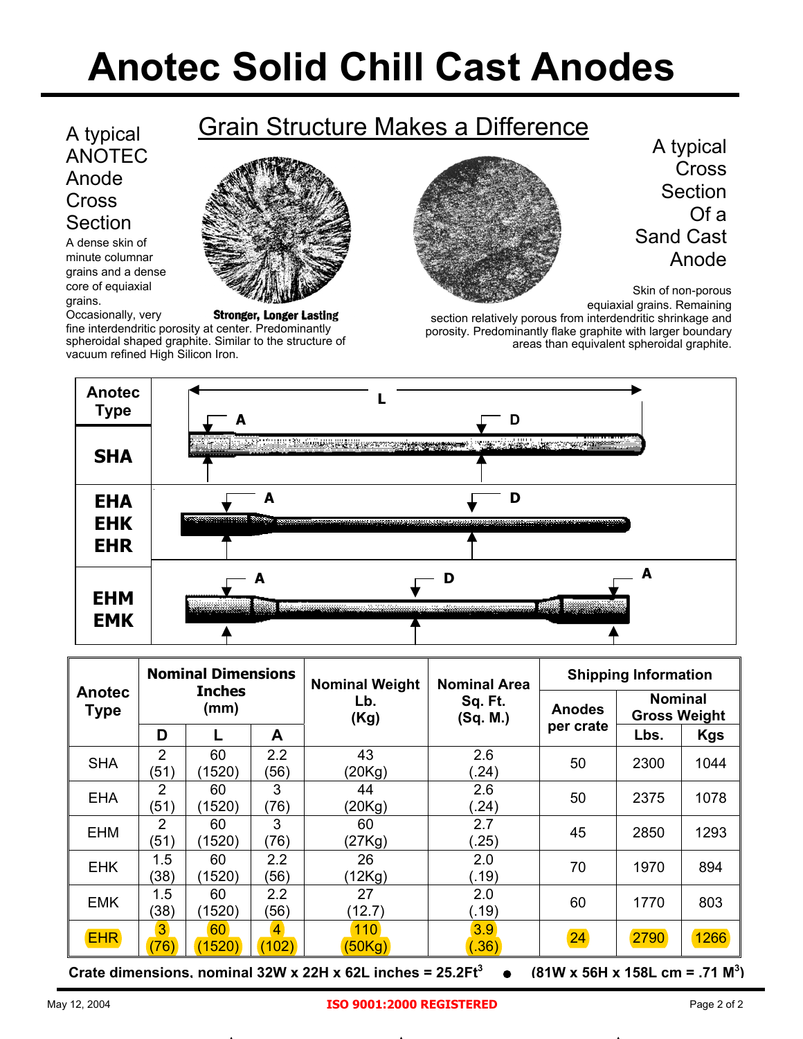# Anotec Solid Chill Cast Anodes

## Grain Structure Makes a Difference

**A typical ANOTEC Anode Cross Section**

A dense skin of minute columnar grains and a dense core of equiaxial grains. Occasionally, very fine interdendritic porosity at center. Predominantly spheroidal shaped graphite. Similar to the structure of vacuum refined High Silicon Iron.

**Stronger, Longer Lasting**

**A typical Cross Section Of a Sand Cast Anode**

Skin of non-porous equiaxial grains. Remaining section relatively porous from interdendritic shrinkage and porosity. Predominantly flake graphite with larger boundary areas than equivalent spheroidal graphite.

| Anotec Type | |
|---|---|
| SHA | L, A, D |
| EHA EHK EHR | A, D |
| EHM EMK | A, D, A |

| Anotec Type | Nominal Dimensions Inches (mm) | | | Nominal Weight Lb. (Kg) | Nominal Area Sq. Ft. (Sq. M.) | Shipping Information | | |
|---|---|---|---|---|---|---|---|---|
| | D | L | A | | | Anodes per crate | Nominal Gross Weight Lbs. | Nominal Gross Weight Kgs |
| SHA | 2 (51) | 60 (1520) | 2.2 (56) | 43 (20Kg) | 2.6 (.24) | 50 | 2300 | 1044 |
| EHA | 2 (51) | 60 (1520) | 3 (76) | 44 (20Kg) | 2.6 (.24) | 50 | 2375 | 1078 |
| EHM | 2 (51) | 60 (1520) | 3 (76) | 60 (27Kg) | 2.7 (.25) | 45 | 2850 | 1293 |
| EHK | 1.5 (38) | 60 (1520) | 2.2 (56) | 26 (12Kg) | 2.0 (.19) | 70 | 1970 | 894 |
| EMK | 1.5 (38) | 60 (1520) | 2.2 (56) | 27 (12.7) | 2.0 (.19) | 60 | 1770 | 803 |
| EHR | 3 (76) | 60 (1520) | 4 (102) | 110 (50Kg) | 3.9 (.36) | 24 | 2790 | 1266 |

**Crate dimensions, nominal 32W x 22H x 62L inches = 25.2Ft$^3$ • (81W x 56H x 158L cm = .71 M$^3$)**

May 12, 2004

**ISO 9001:2000 REGISTERED**